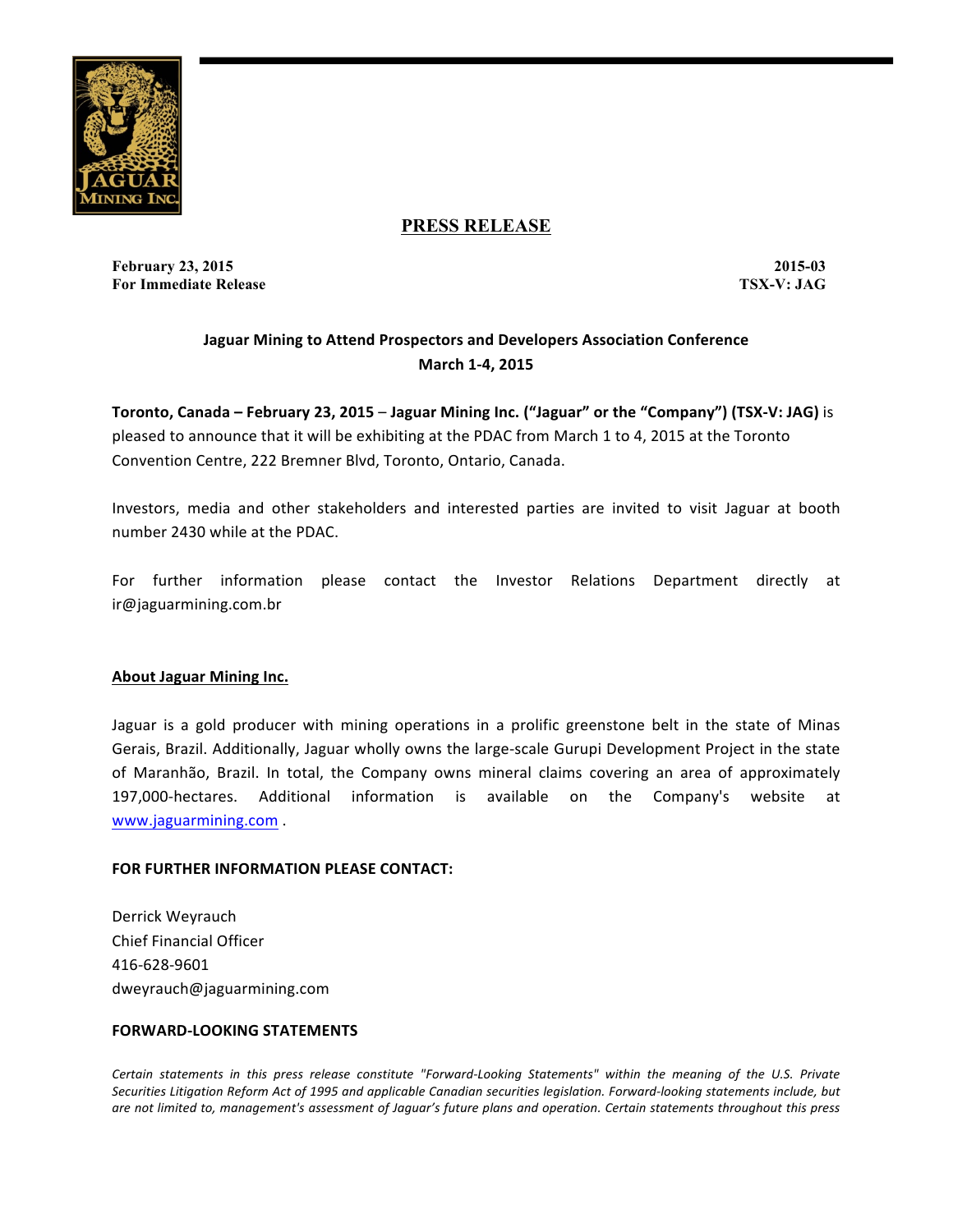# PRESS RELEASE

**February 23, 2015**
**For Immediate Release**

**2015-03**
**TSX-V: JAG**

## Jaguar Mining to Attend Prospectors and Developers Association Conference March 1-4, 2015

**Toronto, Canada – February 23, 2015** – **Jaguar Mining Inc. ("Jaguar" or the "Company") (TSX-V: JAG)** is pleased to announce that it will be exhibiting at the PDAC from March 1 to 4, 2015 at the Toronto Convention Centre, 222 Bremner Blvd, Toronto, Ontario, Canada.

Investors, media and other stakeholders and interested parties are invited to visit Jaguar at booth number 2430 while at the PDAC.

For further information please contact the Investor Relations Department directly at ir@jaguarmining.com.br

### About Jaguar Mining Inc.

Jaguar is a gold producer with mining operations in a prolific greenstone belt in the state of Minas Gerais, Brazil. Additionally, Jaguar wholly owns the large-scale Gurupi Development Project in the state of Maranhão, Brazil. In total, the Company owns mineral claims covering an area of approximately 197,000-hectares. Additional information is available on the Company's website at www.jaguarmining.com .

### FOR FURTHER INFORMATION PLEASE CONTACT:

Derrick Weyrauch
Chief Financial Officer
416-628-9601
dweyrauch@jaguarmining.com

### FORWARD-LOOKING STATEMENTS

*Certain statements in this press release constitute "Forward-Looking Statements" within the meaning of the U.S. Private Securities Litigation Reform Act of 1995 and applicable Canadian securities legislation. Forward-looking statements include, but are not limited to, management's assessment of Jaguar's future plans and operation. Certain statements throughout this press*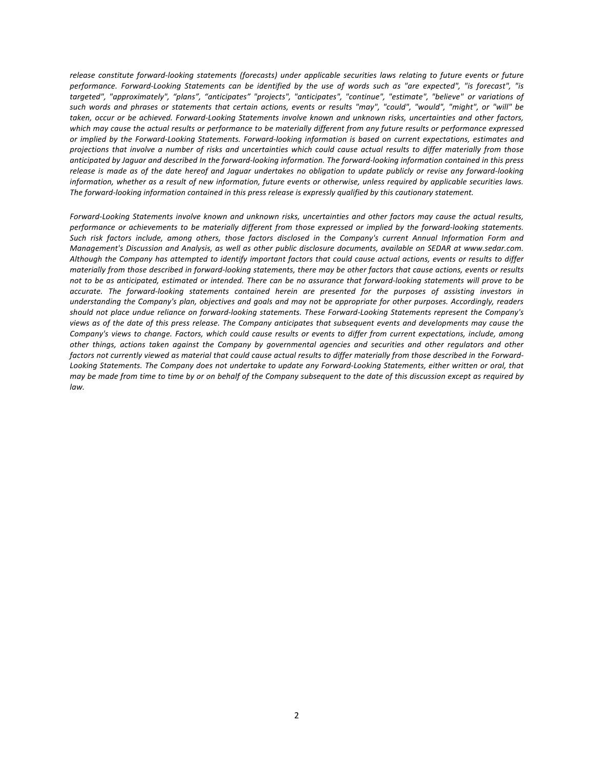*release constitute forward-looking statements (forecasts) under applicable securities laws relating to future events or future performance. Forward-Looking Statements can be identified by the use of words such as "are expected", "is forecast", "is targeted", "approximately", "plans", "anticipates" "projects", "anticipates", "continue", "estimate", "believe" or variations of such words and phrases or statements that certain actions, events or results "may", "could", "would", "might", or "will" be taken, occur or be achieved. Forward-Looking Statements involve known and unknown risks, uncertainties and other factors, which may cause the actual results or performance to be materially different from any future results or performance expressed or implied by the Forward-Looking Statements. Forward-looking information is based on current expectations, estimates and projections that involve a number of risks and uncertainties which could cause actual results to differ materially from those anticipated by Jaguar and described In the forward-looking information. The forward-looking information contained in this press release is made as of the date hereof and Jaguar undertakes no obligation to update publicly or revise any forward-looking information, whether as a result of new information, future events or otherwise, unless required by applicable securities laws. The forward-looking information contained in this press release is expressly qualified by this cautionary statement.*

*Forward-Looking Statements involve known and unknown risks, uncertainties and other factors may cause the actual results, performance or achievements to be materially different from those expressed or implied by the forward-looking statements. Such risk factors include, among others, those factors disclosed in the Company's current Annual Information Form and Management's Discussion and Analysis, as well as other public disclosure documents, available on SEDAR at www.sedar.com. Although the Company has attempted to identify important factors that could cause actual actions, events or results to differ materially from those described in forward-looking statements, there may be other factors that cause actions, events or results not to be as anticipated, estimated or intended. There can be no assurance that forward-looking statements will prove to be accurate. The forward-looking statements contained herein are presented for the purposes of assisting investors in understanding the Company's plan, objectives and goals and may not be appropriate for other purposes. Accordingly, readers should not place undue reliance on forward-looking statements. These Forward-Looking Statements represent the Company's views as of the date of this press release. The Company anticipates that subsequent events and developments may cause the Company's views to change. Factors, which could cause results or events to differ from current expectations, include, among other things, actions taken against the Company by governmental agencies and securities and other regulators and other factors not currently viewed as material that could cause actual results to differ materially from those described in the Forward-Looking Statements. The Company does not undertake to update any Forward-Looking Statements, either written or oral, that may be made from time to time by or on behalf of the Company subsequent to the date of this discussion except as required by law.*